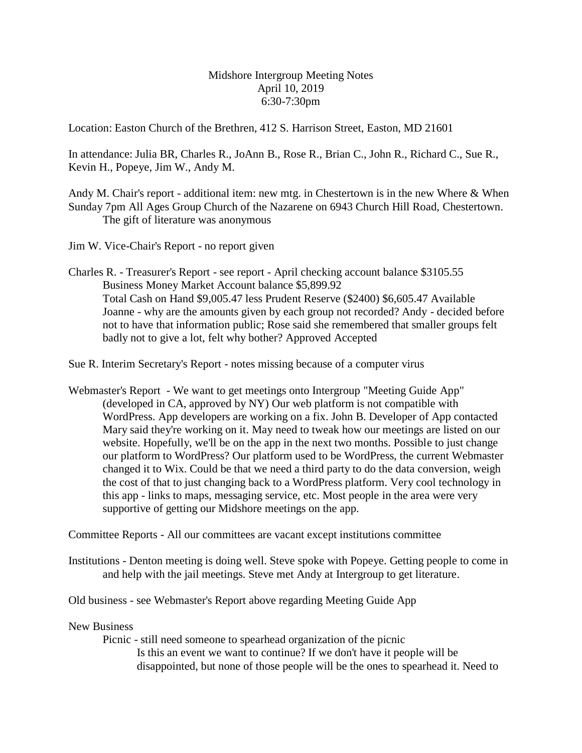# Midshore Intergroup Meeting Notes
April 10, 2019
6:30-7:30pm

Location: Easton Church of the Brethren, 412 S. Harrison Street, Easton, MD 21601

In attendance: Julia BR, Charles R., JoAnn B., Rose R., Brian C., John R., Richard C., Sue R., Kevin H., Popeye, Jim W., Andy M.

Andy M. Chair's report - additional item: new mtg. in Chestertown is in the new Where & When Sunday 7pm All Ages Group Church of the Nazarene on 6943 Church Hill Road, Chestertown.
    The gift of literature was anonymous

Jim W. Vice-Chair's Report - no report given

Charles R. - Treasurer's Report - see report - April checking account balance $3105.55
    Business Money Market Account balance $5,899.92
    Total Cash on Hand $9,005.47 less Prudent Reserve ($2400) $6,605.47 Available
    Joanne - why are the amounts given by each group not recorded? Andy - decided before not to have that information public; Rose said she remembered that smaller groups felt badly not to give a lot, felt why bother? Approved Accepted

Sue R. Interim Secretary's Report - notes missing because of a computer virus

Webmaster's Report - We want to get meetings onto Intergroup "Meeting Guide App" (developed in CA, approved by NY) Our web platform is not compatible with WordPress. App developers are working on a fix. John B. Developer of App contacted Mary said they're working on it. May need to tweak how our meetings are listed on our website. Hopefully, we'll be on the app in the next two months. Possible to just change our platform to WordPress? Our platform used to be WordPress, the current Webmaster changed it to Wix. Could be that we need a third party to do the data conversion, weigh the cost of that to just changing back to a WordPress platform. Very cool technology in this app - links to maps, messaging service, etc. Most people in the area were very supportive of getting our Midshore meetings on the app.

Committee Reports - All our committees are vacant except institutions committee

Institutions - Denton meeting is doing well. Steve spoke with Popeye. Getting people to come in and help with the jail meetings. Steve met Andy at Intergroup to get literature.

Old business - see Webmaster's Report above regarding Meeting Guide App

New Business
    Picnic - still need someone to spearhead organization of the picnic
        Is this an event we want to continue? If we don't have it people will be disappointed, but none of those people will be the ones to spearhead it. Need to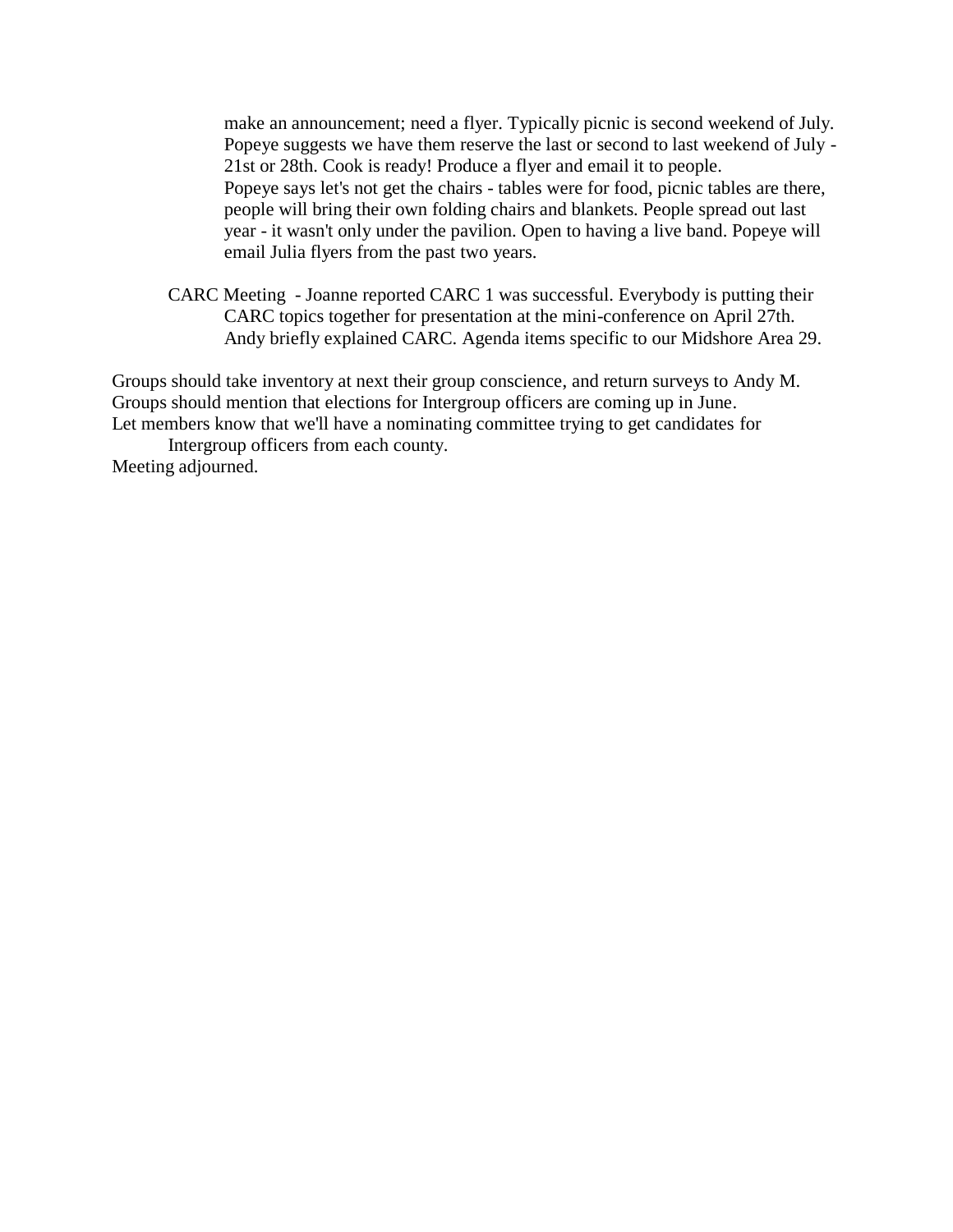make an announcement; need a flyer. Typically picnic is second weekend of July. Popeye suggests we have them reserve the last or second to last weekend of July - 21st or 28th. Cook is ready! Produce a flyer and email it to people.
Popeye says let's not get the chairs - tables were for food, picnic tables are there, people will bring their own folding chairs and blankets. People spread out last year - it wasn't only under the pavilion. Open to having a live band. Popeye will email Julia flyers from the past two years.

CARC Meeting - Joanne reported CARC 1 was successful. Everybody is putting their CARC topics together for presentation at the mini-conference on April 27th. Andy briefly explained CARC. Agenda items specific to our Midshore Area 29.

Groups should take inventory at next their group conscience, and return surveys to Andy M.
Groups should mention that elections for Intergroup officers are coming up in June.
Let members know that we'll have a nominating committee trying to get candidates for Intergroup officers from each county.
Meeting adjourned.